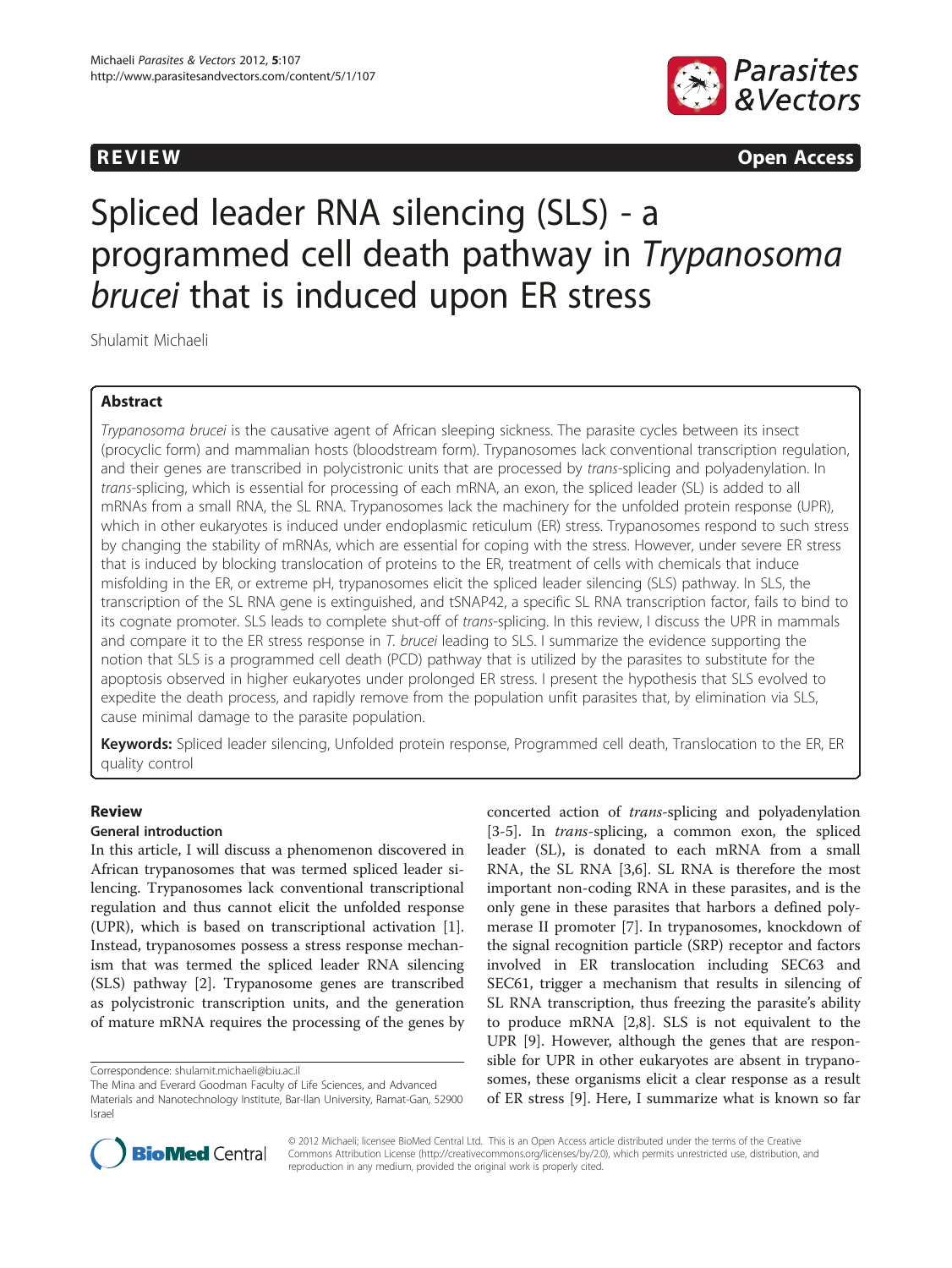**REVIEW** **Open Access**

# Spliced leader RNA silencing (SLS) - a programmed cell death pathway in *Trypanosoma brucei* that is induced upon ER stress

Shulamit Michaeli

## Abstract

*Trypanosoma brucei* is the causative agent of African sleeping sickness. The parasite cycles between its insect (procyclic form) and mammalian hosts (bloodstream form). Trypanosomes lack conventional transcription regulation, and their genes are transcribed in polycistronic units that are processed by *trans*-splicing and polyadenylation. In *trans*-splicing, which is essential for processing of each mRNA, an exon, the spliced leader (SL) is added to all mRNAs from a small RNA, the SL RNA. Trypanosomes lack the machinery for the unfolded protein response (UPR), which in other eukaryotes is induced under endoplasmic reticulum (ER) stress. Trypanosomes respond to such stress by changing the stability of mRNAs, which are essential for coping with the stress. However, under severe ER stress that is induced by blocking translocation of proteins to the ER, treatment of cells with chemicals that induce misfolding in the ER, or extreme pH, trypanosomes elicit the spliced leader silencing (SLS) pathway. In SLS, the transcription of the SL RNA gene is extinguished, and tSNAP42, a specific SL RNA transcription factor, fails to bind to its cognate promoter. SLS leads to complete shut-off of *trans*-splicing. In this review, I discuss the UPR in mammals and compare it to the ER stress response in *T. brucei* leading to SLS. I summarize the evidence supporting the notion that SLS is a programmed cell death (PCD) pathway that is utilized by the parasites to substitute for the apoptosis observed in higher eukaryotes under prolonged ER stress. I present the hypothesis that SLS evolved to expedite the death process, and rapidly remove from the population unfit parasites that, by elimination via SLS, cause minimal damage to the parasite population.

**Keywords:** Spliced leader silencing, Unfolded protein response, Programmed cell death, Translocation to the ER, ER quality control

## Review

### General introduction

In this article, I will discuss a phenomenon discovered in African trypanosomes that was termed spliced leader silencing. Trypanosomes lack conventional transcriptional regulation and thus cannot elicit the unfolded response (UPR), which is based on transcriptional activation [1]. Instead, trypanosomes possess a stress response mechanism that was termed the spliced leader RNA silencing (SLS) pathway [2]. Trypanosome genes are transcribed as polycistronic transcription units, and the generation of mature mRNA requires the processing of the genes by concerted action of *trans*-splicing and polyadenylation [3-5]. In *trans*-splicing, a common exon, the spliced leader (SL), is donated to each mRNA from a small RNA, the SL RNA [3,6]. SL RNA is therefore the most important non-coding RNA in these parasites, and is the only gene in these parasites that harbors a defined polymerase II promoter [7]. In trypanosomes, knockdown of the signal recognition particle (SRP) receptor and factors involved in ER translocation including SEC63 and SEC61, trigger a mechanism that results in silencing of SL RNA transcription, thus freezing the parasite's ability to produce mRNA [2,8]. SLS is not equivalent to the UPR [9]. However, although the genes that are responsible for UPR in other eukaryotes are absent in trypanosomes, these organisms elicit a clear response as a result of ER stress [9]. Here, I summarize what is known so far

Correspondence: shulamit.michaeli@biu.ac.il
The Mina and Everard Goodman Faculty of Life Sciences, and Advanced Materials and Nanotechnology Institute, Bar-Ilan University, Ramat-Gan, 52900 Israel

© 2012 Michaeli; licensee BioMed Central Ltd. This is an Open Access article distributed under the terms of the Creative Commons Attribution License (http://creativecommons.org/licenses/by/2.0), which permits unrestricted use, distribution, and reproduction in any medium, provided the original work is properly cited.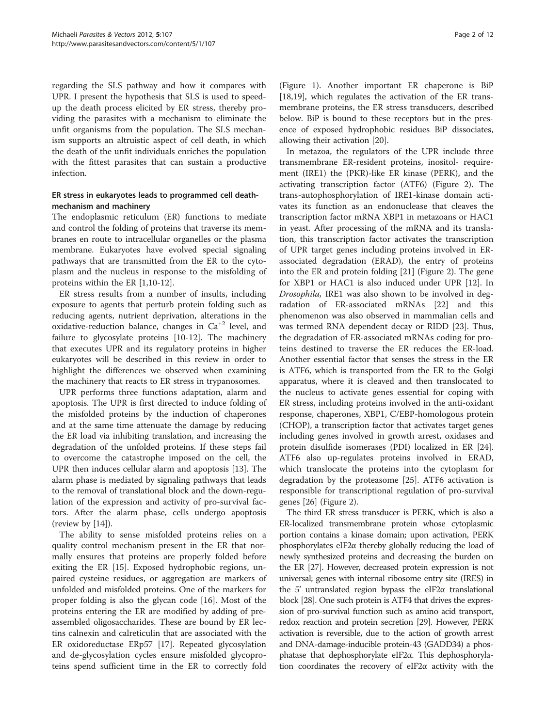regarding the SLS pathway and how it compares with UPR. I present the hypothesis that SLS is used to speed-up the death process elicited by ER stress, thereby providing the parasites with a mechanism to eliminate the unfit organisms from the population. The SLS mechanism supports an altruistic aspect of cell death, in which the death of the unfit individuals enriches the population with the fittest parasites that can sustain a productive infection.

### ER stress in eukaryotes leads to programmed cell death-mechanism and machinery

The endoplasmic reticulum (ER) functions to mediate and control the folding of proteins that traverse its membranes en route to intracellular organelles or the plasma membrane. Eukaryotes have evolved special signaling pathways that are transmitted from the ER to the cytoplasm and the nucleus in response to the misfolding of proteins within the ER [1,10-12].

ER stress results from a number of insults, including exposure to agents that perturb protein folding such as reducing agents, nutrient deprivation, alterations in the oxidative-reduction balance, changes in $Ca^{+2}$ level, and failure to glycosylate proteins [10-12]. The machinery that executes UPR and its regulatory proteins in higher eukaryotes will be described in this review in order to highlight the differences we observed when examining the machinery that reacts to ER stress in trypanosomes.

UPR performs three functions adaptation, alarm and apoptosis. The UPR is first directed to induce folding of the misfolded proteins by the induction of chaperones and at the same time attenuate the damage by reducing the ER load via inhibiting translation, and increasing the degradation of the unfolded proteins. If these steps fail to overcome the catastrophe imposed on the cell, the UPR then induces cellular alarm and apoptosis [13]. The alarm phase is mediated by signaling pathways that leads to the removal of translational block and the down-regulation of the expression and activity of pro-survival factors. After the alarm phase, cells undergo apoptosis (review by [14]).

The ability to sense misfolded proteins relies on a quality control mechanism present in the ER that normally ensures that proteins are properly folded before exiting the ER [15]. Exposed hydrophobic regions, unpaired cysteine residues, or aggregation are markers of unfolded and misfolded proteins. One of the markers for proper folding is also the glycan code [16]. Most of the proteins entering the ER are modified by adding of pre-assembled oligosaccharides. These are bound by ER lectins calnexin and calreticulin that are associated with the ER oxidoreductase ERp57 [17]. Repeated glycosylation and de-glycosylation cycles ensure misfolded glycoproteins spend sufficient time in the ER to correctly fold (Figure 1). Another important ER chaperone is BiP [18,19], which regulates the activation of the ER transmembrane proteins, the ER stress transducers, described below. BiP is bound to these receptors but in the presence of exposed hydrophobic residues BiP dissociates, allowing their activation [20].

In metazoa, the regulators of the UPR include three transmembrane ER-resident proteins, inositol- requirement (IRE1) the (PKR)-like ER kinase (PERK), and the activating transcription factor (ATF6) (Figure 2). The trans-autophosphorylation of IRE1-kinase domain activates its function as an endonuclease that cleaves the transcription factor mRNA XBP1 in metazoans or HAC1 in yeast. After processing of the mRNA and its translation, this transcription factor activates the transcription of UPR target genes including proteins involved in ER-associated degradation (ERAD), the entry of proteins into the ER and protein folding [21] (Figure 2). The gene for XBP1 or HAC1 is also induced under UPR [12]. In *Drosophila*, IRE1 was also shown to be involved in degradation of ER-associated mRNAs [22] and this phenomenon was also observed in mammalian cells and was termed RNA dependent decay or RIDD [23]. Thus, the degradation of ER-associated mRNAs coding for proteins destined to traverse the ER reduces the ER-load. Another essential factor that senses the stress in the ER is ATF6, which is transported from the ER to the Golgi apparatus, where it is cleaved and then translocated to the nucleus to activate genes essential for coping with ER stress, including proteins involved in the anti-oxidant response, chaperones, XBP1, C/EBP-homologous protein (CHOP), a transcription factor that activates target genes including genes involved in growth arrest, oxidases and protein disulfide isomerases (PDI) localized in ER [24]. ATF6 also up-regulates proteins involved in ERAD, which translocate the proteins into the cytoplasm for degradation by the proteasome [25]. ATF6 activation is responsible for transcriptional regulation of pro-survival genes [26] (Figure 2).

The third ER stress transducer is PERK, which is also a ER-localized transmembrane protein whose cytoplasmic portion contains a kinase domain; upon activation, PERK phosphorylates eIF2α thereby globally reducing the load of newly synthesized proteins and decreasing the burden on the ER [27]. However, decreased protein expression is not universal; genes with internal ribosome entry site (IRES) in the 5' untranslated region bypass the eIF2α translational block [28]. One such protein is ATF4 that drives the expression of pro-survival function such as amino acid transport, redox reaction and protein secretion [29]. However, PERK activation is reversible, due to the action of growth arrest and DNA-damage-inducible protein-43 (GADD34) a phosphatase that dephosphorylate eIF2α. This dephosphorylation coordinates the recovery of eIF2α activity with the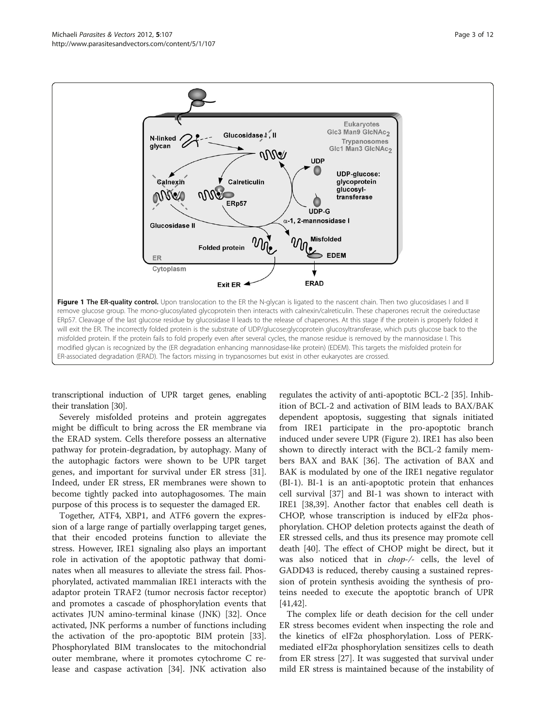**Figure 1 The ER-quality control.** Upon translocation to the ER the N-glycan is ligated to the nascent chain. Then two glucosidases I and II remove glucose group. The mono-glucosylated glycoprotein then interacts with calnexin/calreticulin. These chaperones recruit the oxireductase ERp57. Cleavage of the last glucose residue by glucosidase II leads to the release of chaperones. At this stage if the protein is properly folded it will exit the ER. The incorrectly folded protein is the substrate of UDP/glucose:glycoprotein glucosyltransferase, which puts glucose back to the misfolded protein. If the protein fails to fold properly even after several cycles, the manose residue is removed by the mannosidase I. This modified glycan is recognized by the (ER degradation enhancing mannosidase-like protein) (EDEM). This targets the misfolded protein for ER-associated degradation (ERAD). The factors missing in trypanosomes but exist in other eukaryotes are crossed.

transcriptional induction of UPR target genes, enabling their translation [30].

Severely misfolded proteins and protein aggregates might be difficult to bring across the ER membrane via the ERAD system. Cells therefore possess an alternative pathway for protein-degradation, by autophagy. Many of the autophagic factors were shown to be UPR target genes, and important for survival under ER stress [31]. Indeed, under ER stress, ER membranes were shown to become tightly packed into autophagosomes. The main purpose of this process is to sequester the damaged ER.

Together, ATF4, XBP1, and ATF6 govern the expression of a large range of partially overlapping target genes, that their encoded proteins function to alleviate the stress. However, IRE1 signaling also plays an important role in activation of the apoptotic pathway that dominates when all measures to alleviate the stress fail. Phosphorylated, activated mammalian IRE1 interacts with the adaptor protein TRAF2 (tumor necrosis factor receptor) and promotes a cascade of phosphorylation events that activates JUN amino-terminal kinase (JNK) [32]. Once activated, JNK performs a number of functions including the activation of the pro-apoptotic BIM protein [33]. Phosphorylated BIM translocates to the mitochondrial outer membrane, where it promotes cytochrome C release and caspase activation [34]. JNK activation also regulates the activity of anti-apoptotic BCL-2 [35]. Inhibition of BCL-2 and activation of BIM leads to BAX/BAK dependent apoptosis, suggesting that signals initiated from IRE1 participate in the pro-apoptotic branch induced under severe UPR (Figure 2). IRE1 has also been shown to directly interact with the BCL-2 family members BAX and BAK [36]. The activation of BAX and BAK is modulated by one of the IRE1 negative regulator (BI-1). BI-1 is an anti-apoptotic protein that enhances cell survival [37] and BI-1 was shown to interact with IRE1 [38,39]. Another factor that enables cell death is CHOP, whose transcription is induced by eIF2α phosphorylation. CHOP deletion protects against the death of ER stressed cells, and thus its presence may promote cell death [40]. The effect of CHOP might be direct, but it was also noticed that in *chop-/-* cells, the level of GADD43 is reduced, thereby causing a sustained repression of protein synthesis avoiding the synthesis of proteins needed to execute the apoptotic branch of UPR [41,42].

The complex life or death decision for the cell under ER stress becomes evident when inspecting the role and the kinetics of eIF2α phosphorylation. Loss of PERK-mediated eIF2α phosphorylation sensitizes cells to death from ER stress [27]. It was suggested that survival under mild ER stress is maintained because of the instability of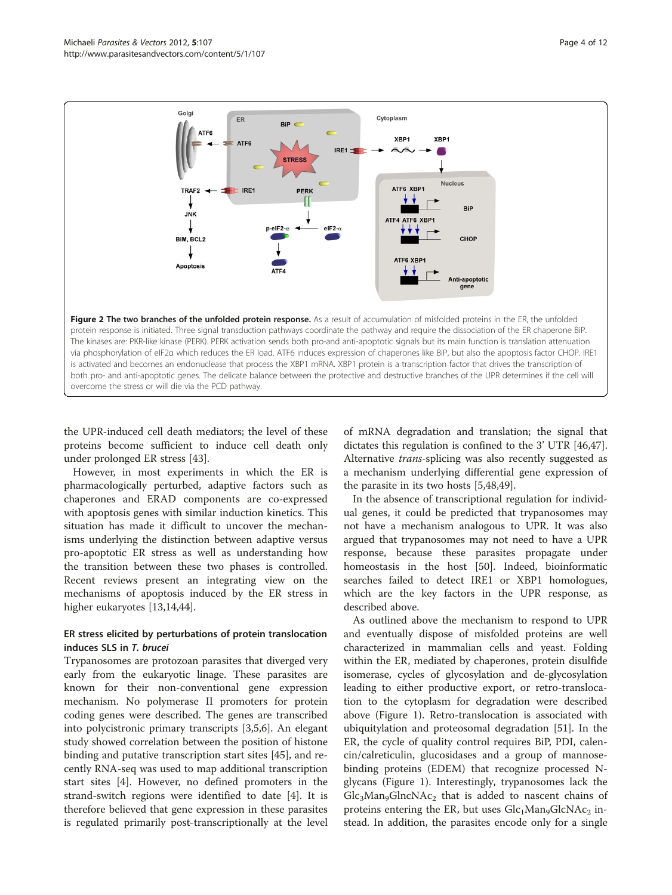**Figure 2 The two branches of the unfolded protein response.** As a result of accumulation of misfolded proteins in the ER, the unfolded protein response is initiated. Three signal transduction pathways coordinate the pathway and require the dissociation of the ER chaperone BiP. The kinases are: PKR-like kinase (PERK). PERK activation sends both pro-and anti-apoptotic signals but its main function is translation attenuation via phosphorylation of eIF2α which reduces the ER load. ATF6 induces expression of chaperones like BiP, but also the apoptosis factor CHOP. IRE1 is activated and becomes an endonuclease that process the XBP1 mRNA. XBP1 protein is a transcription factor that drives the transcription of both pro- and anti-apoptotic genes. The delicate balance between the protective and destructive branches of the UPR determines if the cell will overcome the stress or will die via the PCD pathway.

the UPR-induced cell death mediators; the level of these proteins become sufficient to induce cell death only under prolonged ER stress [43].

However, in most experiments in which the ER is pharmacologically perturbed, adaptive factors such as chaperones and ERAD components are co-expressed with apoptosis genes with similar induction kinetics. This situation has made it difficult to uncover the mechanisms underlying the distinction between adaptive versus pro-apoptotic ER stress as well as understanding how the transition between these two phases is controlled. Recent reviews present an integrating view on the mechanisms of apoptosis induced by the ER stress in higher eukaryotes [13,14,44].

### ER stress elicited by perturbations of protein translocation induces SLS in *T. brucei*

Trypanosomes are protozoan parasites that diverged very early from the eukaryotic linage. These parasites are known for their non-conventional gene expression mechanism. No polymerase II promoters for protein coding genes were described. The genes are transcribed into polycistronic primary transcripts [3,5,6]. An elegant study showed correlation between the position of histone binding and putative transcription start sites [45], and recently RNA-seq was used to map additional transcription start sites [4]. However, no defined promoters in the strand-switch regions were identified to date [4]. It is therefore believed that gene expression in these parasites is regulated primarily post-transcriptionally at the level of mRNA degradation and translation; the signal that dictates this regulation is confined to the 3' UTR [46,47]. Alternative *trans*-splicing was also recently suggested as a mechanism underlying differential gene expression of the parasite in its two hosts [5,48,49].

In the absence of transcriptional regulation for individual genes, it could be predicted that trypanosomes may not have a mechanism analogous to UPR. It was also argued that trypanosomes may not need to have a UPR response, because these parasites propagate under homeostasis in the host [50]. Indeed, bioinformatic searches failed to detect IRE1 or XBP1 homologues, which are the key factors in the UPR response, as described above.

As outlined above the mechanism to respond to UPR and eventually dispose of misfolded proteins are well characterized in mammalian cells and yeast. Folding within the ER, mediated by chaperones, protein disulfide isomerase, cycles of glycosylation and de-glycosylation leading to either productive export, or retro-translocation to the cytoplasm for degradation were described above (Figure 1). Retro-translocation is associated with ubiquitylation and proteosomal degradation [51]. In the ER, the cycle of quality control requires BiP, PDI, calencin/calreticulin, glucosidases and a group of mannose-binding proteins (EDEM) that recognize processed N-glycans (Figure 1). Interestingly, trypanosomes lack the $Glc_3Man_9GlncNAc_2$ that is added to nascent chains of proteins entering the ER, but uses $Glc_1Man_9GlcNAc_2$ instead. In addition, the parasites encode only for a single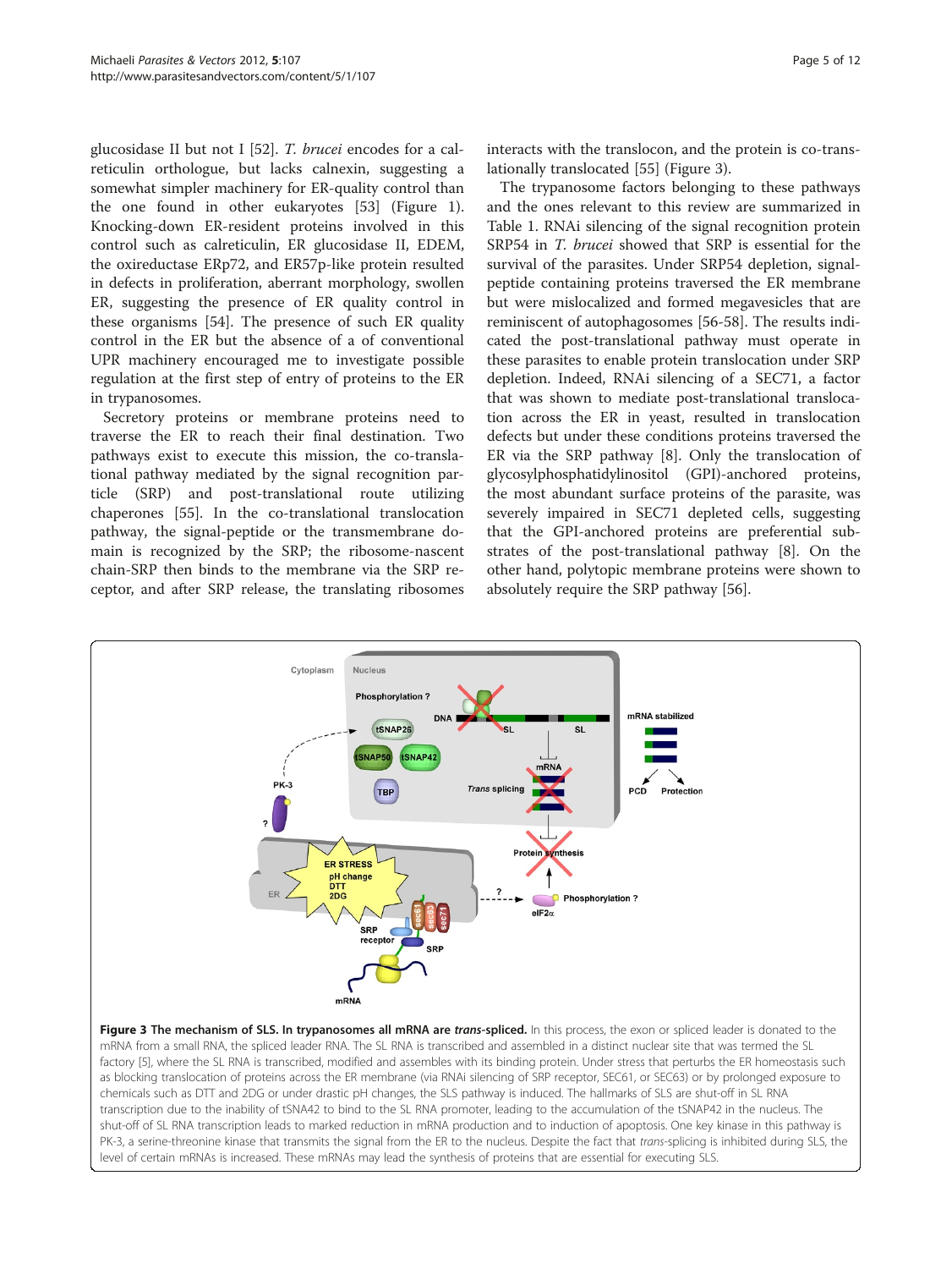glucosidase II but not I [52]. *T. brucei* encodes for a calreticulin orthologue, but lacks calnexin, suggesting a somewhat simpler machinery for ER-quality control than the one found in other eukaryotes [53] (Figure 1). Knocking-down ER-resident proteins involved in this control such as calreticulin, ER glucosidase II, EDEM, the oxireductase ERp72, and ER57p-like protein resulted in defects in proliferation, aberrant morphology, swollen ER, suggesting the presence of ER quality control in these organisms [54]. The presence of such ER quality control in the ER but the absence of a of conventional UPR machinery encouraged me to investigate possible regulation at the first step of entry of proteins to the ER in trypanosomes.

Secretory proteins or membrane proteins need to traverse the ER to reach their final destination. Two pathways exist to execute this mission, the co-translational pathway mediated by the signal recognition particle (SRP) and post-translational route utilizing chaperones [55]. In the co-translational translocation pathway, the signal-peptide or the transmembrane domain is recognized by the SRP; the ribosome-nascent chain-SRP then binds to the membrane via the SRP receptor, and after SRP release, the translating ribosomes interacts with the translocon, and the protein is co-translationally translocated [55] (Figure 3).

The trypanosome factors belonging to these pathways and the ones relevant to this review are summarized in Table 1. RNAi silencing of the signal recognition protein SRP54 in *T. brucei* showed that SRP is essential for the survival of the parasites. Under SRP54 depletion, signal-peptide containing proteins traversed the ER membrane but were mislocalized and formed megavesicles that are reminiscent of autophagosomes [56-58]. The results indicated the post-translational pathway must operate in these parasites to enable protein translocation under SRP depletion. Indeed, RNAi silencing of a SEC71, a factor that was shown to mediate post-translational translocation across the ER in yeast, resulted in translocation defects but under these conditions proteins traversed the ER via the SRP pathway [8]. Only the translocation of glycosylphosphatidylinositol (GPI)-anchored proteins, the most abundant surface proteins of the parasite, was severely impaired in SEC71 depleted cells, suggesting that the GPI-anchored proteins are preferential substrates of the post-translational pathway [8]. On the other hand, polytopic membrane proteins were shown to absolutely require the SRP pathway [56].

**Figure 3 The mechanism of SLS. In trypanosomes all mRNA are *trans*-spliced.** In this process, the exon or spliced leader is donated to the mRNA from a small RNA, the spliced leader RNA. The SL RNA is transcribed and assembled in a distinct nuclear site that was termed the SL factory [5], where the SL RNA is transcribed, modified and assembles with its binding protein. Under stress that perturbs the ER homeostasis such as blocking translocation of proteins across the ER membrane (via RNAi silencing of SRP receptor, SEC61, or SEC63) or by prolonged exposure to chemicals such as DTT and 2DG or under drastic pH changes, the SLS pathway is induced. The hallmarks of SLS are shut-off in SL RNA transcription due to the inability of tSNA42 to bind to the SL RNA promoter, leading to the accumulation of the tSNAP42 in the nucleus. The shut-off of SL RNA transcription leads to marked reduction in mRNA production and to induction of apoptosis. One key kinase in this pathway is PK-3, a serine-threonine kinase that transmits the signal from the ER to the nucleus. Despite the fact that *trans*-splicing is inhibited during SLS, the level of certain mRNAs is increased. These mRNAs may lead the synthesis of proteins that are essential for executing SLS.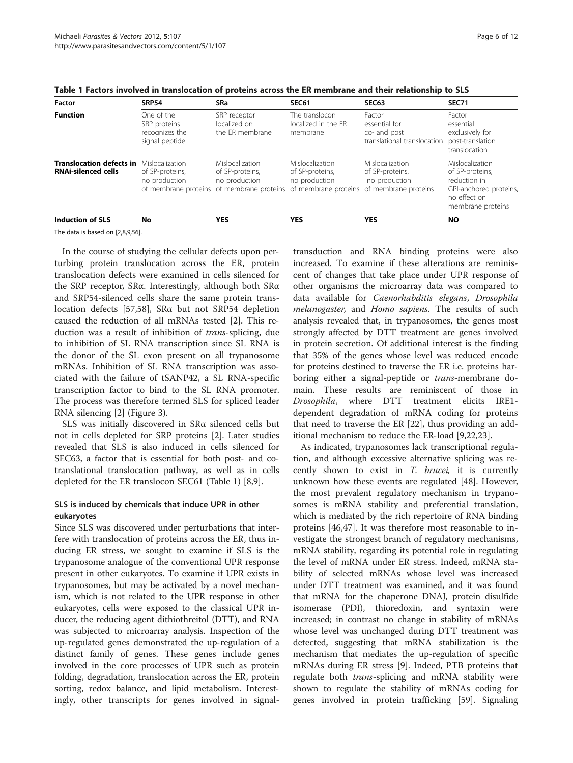**Table 1 Factors involved in translocation of proteins across the ER membrane and their relationship to SLS**

| Factor | SRP54 | SRa | SEC61 | SEC63 | SEC71 |
|---|---|---|---|---|---|
| **Function** | One of the SRP proteins recognizes the signal peptide | SRP receptor localized on the ER membrane | The translocon localized in the ER membrane | Factor essential for co- and post translational translocation | Factor essential exclusively for post-translation translocation |
| **Translocation defects in RNAi-silenced cells** | Mislocalization of SP-proteins, no production of membrane proteins | Mislocalization of SP-proteins, no production of membrane proteins | Mislocalization of SP-proteins, no production of membrane proteins | Mislocalization of SP-proteins, no production of membrane proteins | Mislocalization of SP-proteins, reduction in GPI-anchored proteins, no effect on membrane proteins |
| **Induction of SLS** | **No** | **YES** | **YES** | **YES** | **NO** |

The data is based on [2,8,9,56].

In the course of studying the cellular defects upon perturbing protein translocation across the ER, protein translocation defects were examined in cells silenced for the SRP receptor, SRα. Interestingly, although both SRα and SRP54-silenced cells share the same protein translocation defects [57,58], SRα but not SRP54 depletion caused the reduction of all mRNAs tested [2]. This reduction was a result of inhibition of *trans*-splicing, due to inhibition of SL RNA transcription since SL RNA is the donor of the SL exon present on all trypanosome mRNAs. Inhibition of SL RNA transcription was associated with the failure of tSANP42, a SL RNA-specific transcription factor to bind to the SL RNA promoter. The process was therefore termed SLS for spliced leader RNA silencing [2] (Figure 3).

SLS was initially discovered in SRα silenced cells but not in cells depleted for SRP proteins [2]. Later studies revealed that SLS is also induced in cells silenced for SEC63, a factor that is essential for both post- and co-translational translocation pathway, as well as in cells depleted for the ER translocon SEC61 (Table 1) [8,9].

### SLS is induced by chemicals that induce UPR in other eukaryotes

Since SLS was discovered under perturbations that interfere with translocation of proteins across the ER, thus inducing ER stress, we sought to examine if SLS is the trypanosome analogue of the conventional UPR response present in other eukaryotes. To examine if UPR exists in trypanosomes, but may be activated by a novel mechanism, which is not related to the UPR response in other eukaryotes, cells were exposed to the classical UPR inducer, the reducing agent dithiothreitol (DTT), and RNA was subjected to microarray analysis. Inspection of the up-regulated genes demonstrated the up-regulation of a distinct family of genes. These genes include genes involved in the core processes of UPR such as protein folding, degradation, translocation across the ER, protein sorting, redox balance, and lipid metabolism. Interestingly, other transcripts for genes involved in signal-transduction and RNA binding proteins were also increased. To examine if these alterations are reminiscent of changes that take place under UPR response of other organisms the microarray data was compared to data available for *Caenorhabditis elegans*, *Drosophila melanogaster*, and *Homo sapiens*. The results of such analysis revealed that, in trypanosomes, the genes most strongly affected by DTT treatment are genes involved in protein secretion. Of additional interest is the finding that 35% of the genes whose level was reduced encode for proteins destined to traverse the ER i.e. proteins harboring either a signal-peptide or *trans*-membrane domain. These results are reminiscent of those in *Drosophila*, where DTT treatment elicits IRE1-dependent degradation of mRNA coding for proteins that need to traverse the ER [22], thus providing an additional mechanism to reduce the ER-load [9,22,23].

As indicated, trypanosomes lack transcriptional regulation, and although excessive alternative splicing was recently shown to exist in *T. brucei,* it is currently unknown how these events are regulated [48]. However, the most prevalent regulatory mechanism in trypanosomes is mRNA stability and preferential translation, which is mediated by the rich repertoire of RNA binding proteins [46,47]. It was therefore most reasonable to investigate the strongest branch of regulatory mechanisms, mRNA stability, regarding its potential role in regulating the level of mRNA under ER stress. Indeed, mRNA stability of selected mRNAs whose level was increased under DTT treatment was examined, and it was found that mRNA for the chaperone DNAJ, protein disulfide isomerase (PDI), thioredoxin, and syntaxin were increased; in contrast no change in stability of mRNAs whose level was unchanged during DTT treatment was detected, suggesting that mRNA stabilization is the mechanism that mediates the up-regulation of specific mRNAs during ER stress [9]. Indeed, PTB proteins that regulate both *trans*-splicing and mRNA stability were shown to regulate the stability of mRNAs coding for genes involved in protein trafficking [59]. Signaling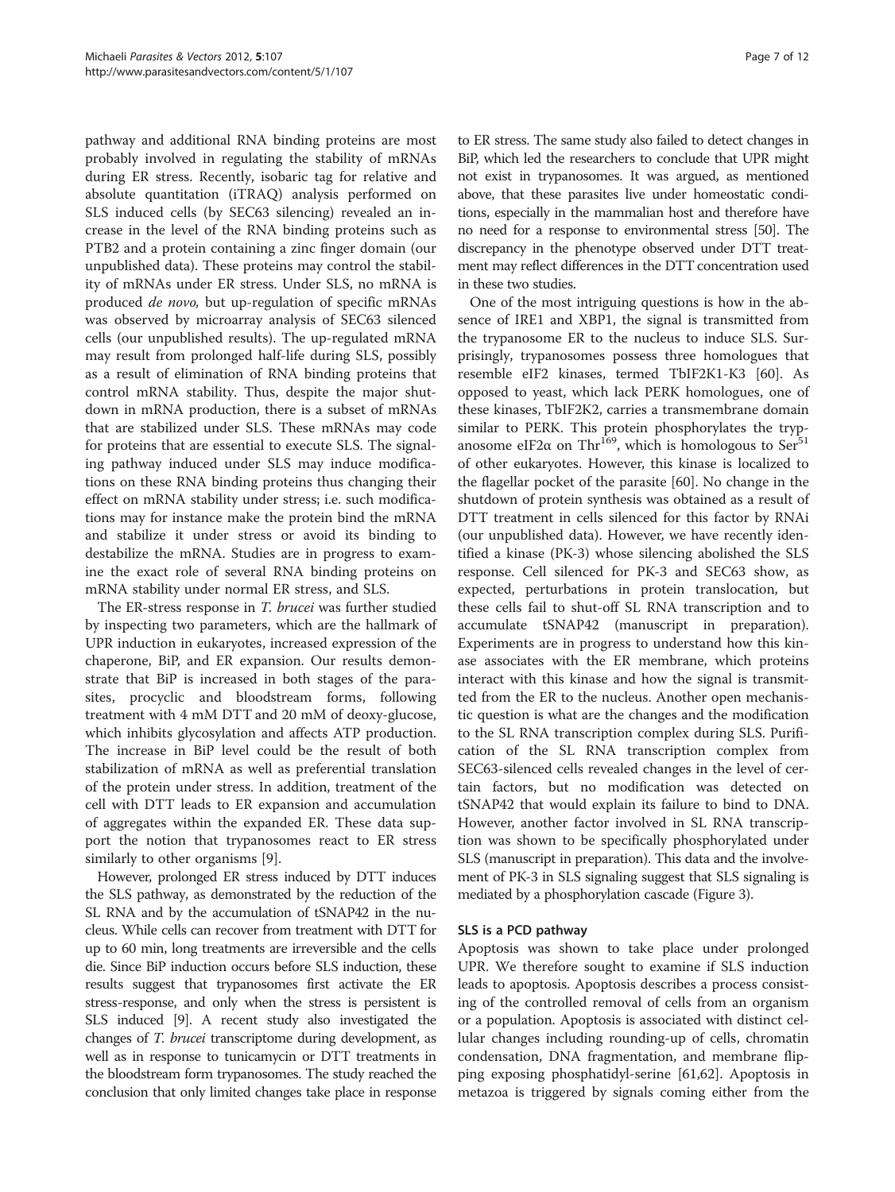pathway and additional RNA binding proteins are most probably involved in regulating the stability of mRNAs during ER stress. Recently, isobaric tag for relative and absolute quantitation (iTRAQ) analysis performed on SLS induced cells (by SEC63 silencing) revealed an increase in the level of the RNA binding proteins such as PTB2 and a protein containing a zinc finger domain (our unpublished data). These proteins may control the stability of mRNAs under ER stress. Under SLS, no mRNA is produced *de novo,* but up-regulation of specific mRNAs was observed by microarray analysis of SEC63 silenced cells (our unpublished results). The up-regulated mRNA may result from prolonged half-life during SLS, possibly as a result of elimination of RNA binding proteins that control mRNA stability. Thus, despite the major shutdown in mRNA production, there is a subset of mRNAs that are stabilized under SLS. These mRNAs may code for proteins that are essential to execute SLS. The signaling pathway induced under SLS may induce modifications on these RNA binding proteins thus changing their effect on mRNA stability under stress; i.e. such modifications may for instance make the protein bind the mRNA and stabilize it under stress or avoid its binding to destabilize the mRNA. Studies are in progress to examine the exact role of several RNA binding proteins on mRNA stability under normal ER stress, and SLS.

The ER-stress response in *T. brucei* was further studied by inspecting two parameters, which are the hallmark of UPR induction in eukaryotes, increased expression of the chaperone, BiP, and ER expansion. Our results demonstrate that BiP is increased in both stages of the parasites, procyclic and bloodstream forms, following treatment with 4 mM DTT and 20 mM of deoxy-glucose, which inhibits glycosylation and affects ATP production. The increase in BiP level could be the result of both stabilization of mRNA as well as preferential translation of the protein under stress. In addition, treatment of the cell with DTT leads to ER expansion and accumulation of aggregates within the expanded ER. These data support the notion that trypanosomes react to ER stress similarly to other organisms [9].

However, prolonged ER stress induced by DTT induces the SLS pathway, as demonstrated by the reduction of the SL RNA and by the accumulation of tSNAP42 in the nucleus. While cells can recover from treatment with DTT for up to 60 min, long treatments are irreversible and the cells die. Since BiP induction occurs before SLS induction, these results suggest that trypanosomes first activate the ER stress-response, and only when the stress is persistent is SLS induced [9]. A recent study also investigated the changes of *T. brucei* transcriptome during development, as well as in response to tunicamycin or DTT treatments in the bloodstream form trypanosomes. The study reached the conclusion that only limited changes take place in response to ER stress. The same study also failed to detect changes in BiP, which led the researchers to conclude that UPR might not exist in trypanosomes. It was argued, as mentioned above, that these parasites live under homeostatic conditions, especially in the mammalian host and therefore have no need for a response to environmental stress [50]. The discrepancy in the phenotype observed under DTT treatment may reflect differences in the DTT concentration used in these two studies.

One of the most intriguing questions is how in the absence of IRE1 and XBP1, the signal is transmitted from the trypanosome ER to the nucleus to induce SLS. Surprisingly, trypanosomes possess three homologues that resemble eIF2 kinases, termed TbIF2K1-K3 [60]. As opposed to yeast, which lack PERK homologues, one of these kinases, TbIF2K2, carries a transmembrane domain similar to PERK. This protein phosphorylates the trypanosome eIF2α on $Thr^{169}$, which is homologous to $Ser^{51}$ of other eukaryotes. However, this kinase is localized to the flagellar pocket of the parasite [60]. No change in the shutdown of protein synthesis was obtained as a result of DTT treatment in cells silenced for this factor by RNAi (our unpublished data). However, we have recently identified a kinase (PK-3) whose silencing abolished the SLS response. Cell silenced for PK-3 and SEC63 show, as expected, perturbations in protein translocation, but these cells fail to shut-off SL RNA transcription and to accumulate tSNAP42 (manuscript in preparation). Experiments are in progress to understand how this kinase associates with the ER membrane, which proteins interact with this kinase and how the signal is transmitted from the ER to the nucleus. Another open mechanistic question is what are the changes and the modification to the SL RNA transcription complex during SLS. Purification of the SL RNA transcription complex from SEC63-silenced cells revealed changes in the level of certain factors, but no modification was detected on tSNAP42 that would explain its failure to bind to DNA. However, another factor involved in SL RNA transcription was shown to be specifically phosphorylated under SLS (manuscript in preparation). This data and the involvement of PK-3 in SLS signaling suggest that SLS signaling is mediated by a phosphorylation cascade (Figure 3).

## SLS is a PCD pathway

Apoptosis was shown to take place under prolonged UPR. We therefore sought to examine if SLS induction leads to apoptosis. Apoptosis describes a process consisting of the controlled removal of cells from an organism or a population. Apoptosis is associated with distinct cellular changes including rounding-up of cells, chromatin condensation, DNA fragmentation, and membrane flipping exposing phosphatidyl-serine [61,62]. Apoptosis in metazoa is triggered by signals coming either from the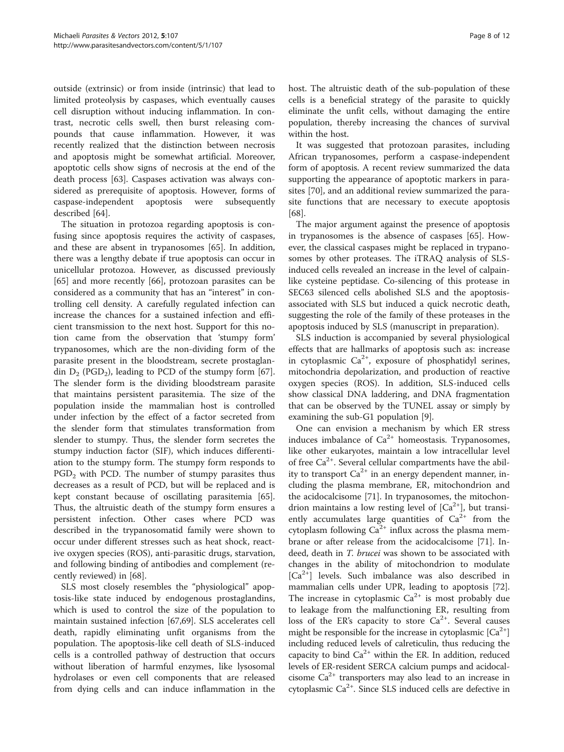outside (extrinsic) or from inside (intrinsic) that lead to limited proteolysis by caspases, which eventually causes cell disruption without inducing inflammation. In contrast, necrotic cells swell, then burst releasing compounds that cause inflammation. However, it was recently realized that the distinction between necrosis and apoptosis might be somewhat artificial. Moreover, apoptotic cells show signs of necrosis at the end of the death process [63]. Caspases activation was always considered as prerequisite of apoptosis. However, forms of caspase-independent apoptosis were subsequently described [64].

The situation in protozoa regarding apoptosis is confusing since apoptosis requires the activity of caspases, and these are absent in trypanosomes [65]. In addition, there was a lengthy debate if true apoptosis can occur in unicellular protozoa. However, as discussed previously [65] and more recently [66], protozoan parasites can be considered as a community that has an "interest" in controlling cell density. A carefully regulated infection can increase the chances for a sustained infection and efficient transmission to the next host. Support for this notion came from the observation that 'stumpy form' trypanosomes, which are the non-dividing form of the parasite present in the bloodstream, secrete prostaglandin $D_2$ ($PGD_2$), leading to PCD of the stumpy form [67]. The slender form is the dividing bloodstream parasite that maintains persistent parasitemia. The size of the population inside the mammalian host is controlled under infection by the effect of a factor secreted from the slender form that stimulates transformation from slender to stumpy. Thus, the slender form secretes the stumpy induction factor (SIF), which induces differentiation to the stumpy form. The stumpy form responds to $PGD_2$ with PCD. The number of stumpy parasites thus decreases as a result of PCD, but will be replaced and is kept constant because of oscillating parasitemia [65]. Thus, the altruistic death of the stumpy form ensures a persistent infection. Other cases where PCD was described in the trypanosomatid family were shown to occur under different stresses such as heat shock, reactive oxygen species (ROS), anti-parasitic drugs, starvation, and following binding of antibodies and complement (recently reviewed) in [68].

SLS most closely resembles the "physiological" apoptosis-like state induced by endogenous prostaglandins, which is used to control the size of the population to maintain sustained infection [67,69]. SLS accelerates cell death, rapidly eliminating unfit organisms from the population. The apoptosis-like cell death of SLS-induced cells is a controlled pathway of destruction that occurs without liberation of harmful enzymes, like lysosomal hydrolases or even cell components that are released from dying cells and can induce inflammation in the host. The altruistic death of the sub-population of these cells is a beneficial strategy of the parasite to quickly eliminate the unfit cells, without damaging the entire population, thereby increasing the chances of survival within the host.

It was suggested that protozoan parasites, including African trypanosomes, perform a caspase-independent form of apoptosis. A recent review summarized the data supporting the appearance of apoptotic markers in parasites [70], and an additional review summarized the parasite functions that are necessary to execute apoptosis [68].

The major argument against the presence of apoptosis in trypanosomes is the absence of caspases [65]. However, the classical caspases might be replaced in trypanosomes by other proteases. The iTRAQ analysis of SLS-induced cells revealed an increase in the level of calpain-like cysteine peptidase. Co-silencing of this protease in SEC63 silenced cells abolished SLS and the apoptosis-associated with SLS but induced a quick necrotic death, suggesting the role of the family of these proteases in the apoptosis induced by SLS (manuscript in preparation).

SLS induction is accompanied by several physiological effects that are hallmarks of apoptosis such as: increase in cytoplasmic $Ca^{2+}$, exposure of phosphatidyl serines, mitochondria depolarization, and production of reactive oxygen species (ROS). In addition, SLS-induced cells show classical DNA laddering, and DNA fragmentation that can be observed by the TUNEL assay or simply by examining the sub-G1 population [9].

One can envision a mechanism by which ER stress induces imbalance of $Ca^{2+}$ homeostasis. Trypanosomes, like other eukaryotes, maintain a low intracellular level of free $Ca^{2+}$. Several cellular compartments have the ability to transport $Ca^{2+}$ in an energy dependent manner, including the plasma membrane, ER, mitochondrion and the acidocalcisome [71]. In trypanosomes, the mitochondrion maintains a low resting level of $[Ca^{2+}]$, but transiently accumulates large quantities of $Ca^{2+}$ from the cytoplasm following $Ca^{2+}$ influx across the plasma membrane or after release from the acidocalcisome [71]. Indeed, death in *T. brucei* was shown to be associated with changes in the ability of mitochondrion to modulate $[Ca^{2+}]$ levels. Such imbalance was also described in mammalian cells under UPR, leading to apoptosis [72]. The increase in cytoplasmic $Ca^{2+}$ is most probably due to leakage from the malfunctioning ER, resulting from loss of the ER's capacity to store $Ca^{2+}$. Several causes might be responsible for the increase in cytoplasmic $[Ca^{2+}]$ including reduced levels of calreticulin, thus reducing the capacity to bind $Ca^{2+}$ within the ER. In addition, reduced levels of ER-resident SERCA calcium pumps and acidocalcisome $Ca^{2+}$ transporters may also lead to an increase in cytoplasmic $Ca^{2+}$. Since SLS induced cells are defective in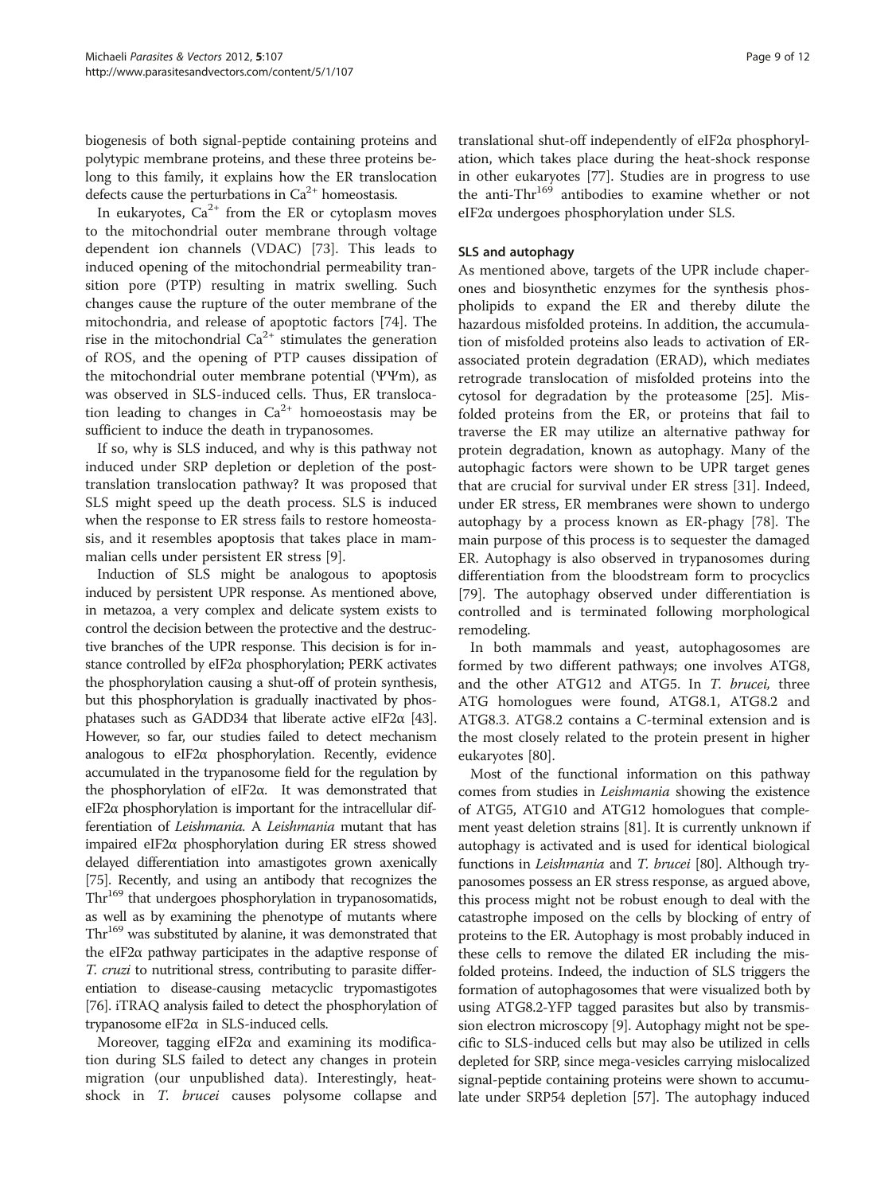biogenesis of both signal-peptide containing proteins and polytypic membrane proteins, and these three proteins belong to this family, it explains how the ER translocation defects cause the perturbations in $Ca^{2+}$ homeostasis.

In eukaryotes, $Ca^{2+}$ from the ER or cytoplasm moves to the mitochondrial outer membrane through voltage dependent ion channels (VDAC) [73]. This leads to induced opening of the mitochondrial permeability transition pore (PTP) resulting in matrix swelling. Such changes cause the rupture of the outer membrane of the mitochondria, and release of apoptotic factors [74]. The rise in the mitochondrial $Ca^{2+}$ stimulates the generation of ROS, and the opening of PTP causes dissipation of the mitochondrial outer membrane potential (ΨΨm), as was observed in SLS-induced cells. Thus, ER translocation leading to changes in $Ca^{2+}$ homoeostasis may be sufficient to induce the death in trypanosomes.

If so, why is SLS induced, and why is this pathway not induced under SRP depletion or depletion of the post-translation translocation pathway? It was proposed that SLS might speed up the death process. SLS is induced when the response to ER stress fails to restore homeostasis, and it resembles apoptosis that takes place in mammalian cells under persistent ER stress [9].

Induction of SLS might be analogous to apoptosis induced by persistent UPR response. As mentioned above, in metazoa, a very complex and delicate system exists to control the decision between the protective and the destructive branches of the UPR response. This decision is for instance controlled by eIF2α phosphorylation; PERK activates the phosphorylation causing a shut-off of protein synthesis, but this phosphorylation is gradually inactivated by phosphatases such as GADD34 that liberate active eIF2α [43]. However, so far, our studies failed to detect mechanism analogous to eIF2α phosphorylation. Recently, evidence accumulated in the trypanosome field for the regulation by the phosphorylation of eIF2α. It was demonstrated that eIF2α phosphorylation is important for the intracellular differentiation of *Leishmania*. A *Leishmania* mutant that has impaired eIF2α phosphorylation during ER stress showed delayed differentiation into amastigotes grown axenically [75]. Recently, and using an antibody that recognizes the $Thr^{169}$ that undergoes phosphorylation in trypanosomatids, as well as by examining the phenotype of mutants where $Thr^{169}$ was substituted by alanine, it was demonstrated that the eIF2α pathway participates in the adaptive response of *T. cruzi* to nutritional stress, contributing to parasite differentiation to disease-causing metacyclic trypomastigotes [76]. iTRAQ analysis failed to detect the phosphorylation of trypanosome eIF2α in SLS-induced cells.

Moreover, tagging eIF2α and examining its modification during SLS failed to detect any changes in protein migration (our unpublished data). Interestingly, heat-shock in *T. brucei* causes polysome collapse and translational shut-off independently of eIF2α phosphorylation, which takes place during the heat-shock response in other eukaryotes [77]. Studies are in progress to use the anti-$Thr^{169}$ antibodies to examine whether or not eIF2α undergoes phosphorylation under SLS.

### SLS and autophagy

As mentioned above, targets of the UPR include chaperones and biosynthetic enzymes for the synthesis phospholipids to expand the ER and thereby dilute the hazardous misfolded proteins. In addition, the accumulation of misfolded proteins also leads to activation of ER-associated protein degradation (ERAD), which mediates retrograde translocation of misfolded proteins into the cytosol for degradation by the proteasome [25]. Misfolded proteins from the ER, or proteins that fail to traverse the ER may utilize an alternative pathway for protein degradation, known as autophagy. Many of the autophagic factors were shown to be UPR target genes that are crucial for survival under ER stress [31]. Indeed, under ER stress, ER membranes were shown to undergo autophagy by a process known as ER-phagy [78]. The main purpose of this process is to sequester the damaged ER. Autophagy is also observed in trypanosomes during differentiation from the bloodstream form to procyclics [79]. The autophagy observed under differentiation is controlled and is terminated following morphological remodeling.

In both mammals and yeast, autophagosomes are formed by two different pathways; one involves ATG8, and the other ATG12 and ATG5. In *T. brucei,* three ATG homologues were found, ATG8.1, ATG8.2 and ATG8.3. ATG8.2 contains a C-terminal extension and is the most closely related to the protein present in higher eukaryotes [80].

Most of the functional information on this pathway comes from studies in *Leishmania* showing the existence of ATG5, ATG10 and ATG12 homologues that complement yeast deletion strains [81]. It is currently unknown if autophagy is activated and is used for identical biological functions in *Leishmania* and *T. brucei* [80]. Although trypanosomes possess an ER stress response, as argued above, this process might not be robust enough to deal with the catastrophe imposed on the cells by blocking of entry of proteins to the ER. Autophagy is most probably induced in these cells to remove the dilated ER including the misfolded proteins. Indeed, the induction of SLS triggers the formation of autophagosomes that were visualized both by using ATG8.2-YFP tagged parasites but also by transmission electron microscopy [9]. Autophagy might not be specific to SLS-induced cells but may also be utilized in cells depleted for SRP, since mega-vesicles carrying mislocalized signal-peptide containing proteins were shown to accumulate under SRP54 depletion [57]. The autophagy induced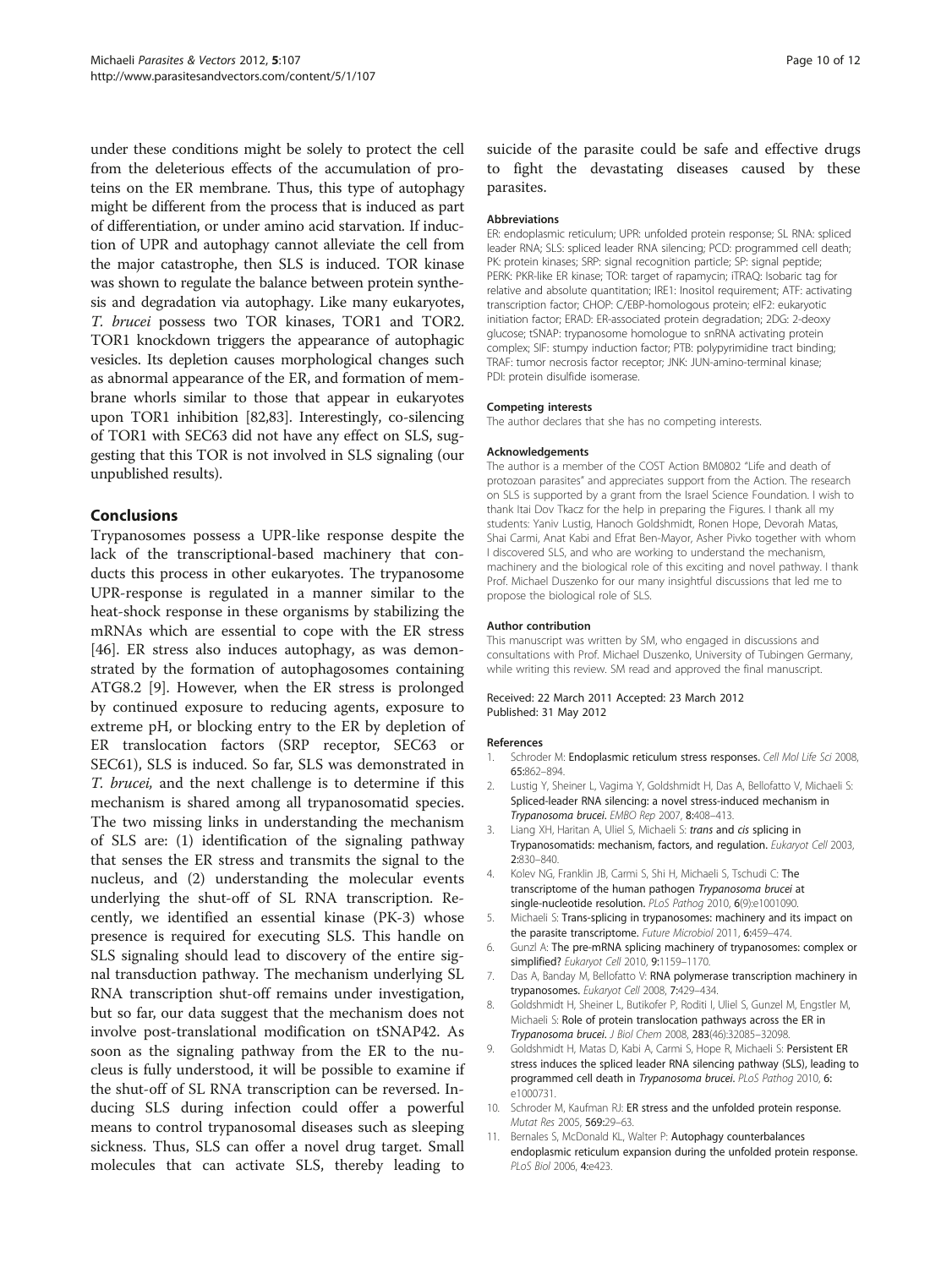under these conditions might be solely to protect the cell from the deleterious effects of the accumulation of proteins on the ER membrane. Thus, this type of autophagy might be different from the process that is induced as part of differentiation, or under amino acid starvation. If induction of UPR and autophagy cannot alleviate the cell from the major catastrophe, then SLS is induced. TOR kinase was shown to regulate the balance between protein synthesis and degradation via autophagy. Like many eukaryotes, *T. brucei* possess two TOR kinases, TOR1 and TOR2. TOR1 knockdown triggers the appearance of autophagic vesicles. Its depletion causes morphological changes such as abnormal appearance of the ER, and formation of membrane whorls similar to those that appear in eukaryotes upon TOR1 inhibition [82,83]. Interestingly, co-silencing of TOR1 with SEC63 did not have any effect on SLS, suggesting that this TOR is not involved in SLS signaling (our unpublished results).

## Conclusions

Trypanosomes possess a UPR-like response despite the lack of the transcriptional-based machinery that conducts this process in other eukaryotes. The trypanosome UPR-response is regulated in a manner similar to the heat-shock response in these organisms by stabilizing the mRNAs which are essential to cope with the ER stress [46]. ER stress also induces autophagy, as was demonstrated by the formation of autophagosomes containing ATG8.2 [9]. However, when the ER stress is prolonged by continued exposure to reducing agents, exposure to extreme pH, or blocking entry to the ER by depletion of ER translocation factors (SRP receptor, SEC63 or SEC61), SLS is induced. So far, SLS was demonstrated in *T. brucei,* and the next challenge is to determine if this mechanism is shared among all trypanosomatid species. The two missing links in understanding the mechanism of SLS are: (1) identification of the signaling pathway that senses the ER stress and transmits the signal to the nucleus, and (2) understanding the molecular events underlying the shut-off of SL RNA transcription. Recently, we identified an essential kinase (PK-3) whose presence is required for executing SLS. This handle on SLS signaling should lead to discovery of the entire signal transduction pathway. The mechanism underlying SL RNA transcription shut-off remains under investigation, but so far, our data suggest that the mechanism does not involve post-translational modification on tSNAP42. As soon as the signaling pathway from the ER to the nucleus is fully understood, it will be possible to examine if the shut-off of SL RNA transcription can be reversed. Inducing SLS during infection could offer a powerful means to control trypanosomal diseases such as sleeping sickness. Thus, SLS can offer a novel drug target. Small molecules that can activate SLS, thereby leading to suicide of the parasite could be safe and effective drugs to fight the devastating diseases caused by these parasites.

### Abbreviations

ER: endoplasmic reticulum; UPR: unfolded protein response; SL RNA: spliced leader RNA; SLS: spliced leader RNA silencing; PCD: programmed cell death; PK: protein kinases; SRP: signal recognition particle; SP: signal peptide; PERK: PKR-like ER kinase; TOR: target of rapamycin; iTRAQ: Isobaric tag for relative and absolute quantitation; IRE1: Inositol requirement; ATF: activating transcription factor; CHOP: C/EBP-homologous protein; eIF2: eukaryotic initiation factor; ERAD: ER-associated protein degradation; 2DG: 2-deoxy glucose; tSNAP: trypanosome homologue to snRNA activating protein complex; SIF: stumpy induction factor; PTB: polypyrimidine tract binding; TRAF: tumor necrosis factor receptor; JNK: JUN-amino-terminal kinase; PDI: protein disulfide isomerase.

### Competing interests

The author declares that she has no competing interests.

### Acknowledgements

The author is a member of the COST Action BM0802 "Life and death of protozoan parasites" and appreciates support from the Action. The research on SLS is supported by a grant from the Israel Science Foundation. I wish to thank Itai Dov Tkacz for the help in preparing the Figures. I thank all my students: Yaniv Lustig, Hanoch Goldshmidt, Ronen Hope, Devorah Matas, Shai Carmi, Anat Kabi and Efrat Ben-Mayor, Asher Pivko together with whom I discovered SLS, and who are working to understand the mechanism, machinery and the biological role of this exciting and novel pathway. I thank Prof. Michael Duszenko for our many insightful discussions that led me to propose the biological role of SLS.

### Author contribution

This manuscript was written by SM, who engaged in discussions and consultations with Prof. Michael Duszenko, University of Tubingen Germany, while writing this review. SM read and approved the final manuscript.

Received: 22 March 2011 Accepted: 23 March 2012
Published: 31 May 2012

### References

1. Schroder M: **Endoplasmic reticulum stress responses.** *Cell Mol Life Sci* 2008, **65:**862–894.
2. Lustig Y, Sheiner L, Vagima Y, Goldshmidt H, Das A, Bellofatto V, Michaeli S: **Spliced-leader RNA silencing: a novel stress-induced mechanism in *Trypanosoma brucei*.** *EMBO Rep* 2007, **8:**408–413.
3. Liang XH, Haritan A, Uliel S, Michaeli S: ***trans* and *cis* splicing in Trypanosomatids: mechanism, factors, and regulation.** *Eukaryot Cell* 2003, **2:**830–840.
4. Kolev NG, Franklin JB, Carmi S, Shi H, Michaeli S, Tschudi C: **The transcriptome of the human pathogen *Trypanosoma brucei* at single-nucleotide resolution.** *PLoS Pathog* 2010, **6**(9):e1001090.
5. Michaeli S: **Trans-splicing in trypanosomes: machinery and its impact on the parasite transcriptome.** *Future Microbiol* 2011, **6:**459–474.
6. Gunzl A: **The pre-mRNA splicing machinery of trypanosomes: complex or simplified?** *Eukaryot Cell* 2010, **9:**1159–1170.
7. Das A, Banday M, Bellofatto V: **RNA polymerase transcription machinery in trypanosomes.** *Eukaryot Cell* 2008, **7:**429–434.
8. Goldshmidt H, Sheiner L, Butikofer P, Roditi I, Uliel S, Gunzel M, Engstler M, Michaeli S: **Role of protein translocation pathways across the ER in *Trypanosoma brucei*.** *J Biol Chem* 2008, **283**(46):32085–32098.
9. Goldshmidt H, Matas D, Kabi A, Carmi S, Hope R, Michaeli S: **Persistent ER stress induces the spliced leader RNA silencing pathway (SLS), leading to programmed cell death in *Trypanosoma brucei*.** *PLoS Pathog* 2010, **6:** e1000731.
10. Schroder M, Kaufman RJ: **ER stress and the unfolded protein response.** *Mutat Res* 2005, **569:**29–63.
11. Bernales S, McDonald KL, Walter P: **Autophagy counterbalances endoplasmic reticulum expansion during the unfolded protein response.** *PLoS Biol* 2006, **4:**e423.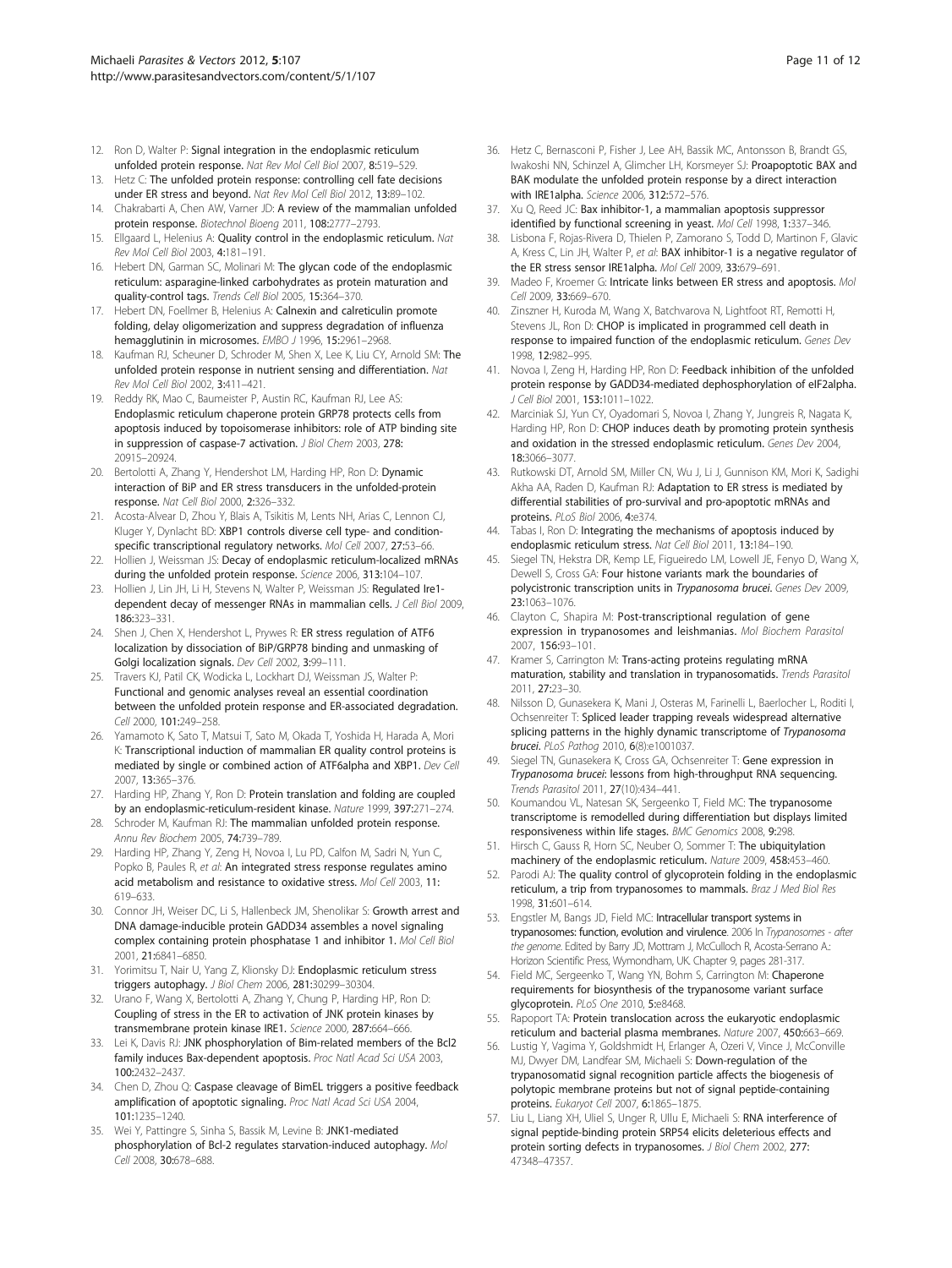12. Ron D, Walter P: **Signal integration in the endoplasmic reticulum unfolded protein response.** *Nat Rev Mol Cell Biol* 2007, **8:**519–529.
13. Hetz C: **The unfolded protein response: controlling cell fate decisions under ER stress and beyond.** *Nat Rev Mol Cell Biol* 2012, **13:**89–102.
14. Chakrabarti A, Chen AW, Varner JD: **A review of the mammalian unfolded protein response.** *Biotechnol Bioeng* 2011, **108:**2777–2793.
15. Ellgaard L, Helenius A: **Quality control in the endoplasmic reticulum.** *Nat Rev Mol Cell Biol* 2003, **4:**181–191.
16. Hebert DN, Garman SC, Molinari M: **The glycan code of the endoplasmic reticulum: asparagine-linked carbohydrates as protein maturation and quality-control tags.** *Trends Cell Biol* 2005, **15:**364–370.
17. Hebert DN, Foellmer B, Helenius A: **Calnexin and calreticulin promote folding, delay oligomerization and suppress degradation of influenza hemagglutinin in microsomes.** *EMBO J* 1996, **15:**2961–2968.
18. Kaufman RJ, Scheuner D, Schroder M, Shen X, Lee K, Liu CY, Arnold SM: **The unfolded protein response in nutrient sensing and differentiation.** *Nat Rev Mol Cell Biol* 2002, **3:**411–421.
19. Reddy RK, Mao C, Baumeister P, Austin RC, Kaufman RJ, Lee AS: **Endoplasmic reticulum chaperone protein GRP78 protects cells from apoptosis induced by topoisomerase inhibitors: role of ATP binding site in suppression of caspase-7 activation.** *J Biol Chem* 2003, **278:** 20915–20924.
20. Bertolotti A, Zhang Y, Hendershot LM, Harding HP, Ron D: **Dynamic interaction of BiP and ER stress transducers in the unfolded-protein response.** *Nat Cell Biol* 2000, **2:**326–332.
21. Acosta-Alvear D, Zhou Y, Blais A, Tsikitis M, Lents NH, Arias C, Lennon CJ, Kluger Y, Dynlacht BD: **XBP1 controls diverse cell type- and condition-specific transcriptional regulatory networks.** *Mol Cell* 2007, **27:**53–66.
22. Hollien J, Weissman JS: **Decay of endoplasmic reticulum-localized mRNAs during the unfolded protein response.** *Science* 2006, **313:**104–107.
23. Hollien J, Lin JH, Li H, Stevens N, Walter P, Weissman JS: **Regulated Ire1-dependent decay of messenger RNAs in mammalian cells.** *J Cell Biol* 2009, **186:**323–331.
24. Shen J, Chen X, Hendershot L, Prywes R: **ER stress regulation of ATF6 localization by dissociation of BiP/GRP78 binding and unmasking of Golgi localization signals.** *Dev Cell* 2002, **3:**99–111.
25. Travers KJ, Patil CK, Wodicka L, Lockhart DJ, Weissman JS, Walter P: **Functional and genomic analyses reveal an essential coordination between the unfolded protein response and ER-associated degradation.** *Cell* 2000, **101:**249–258.
26. Yamamoto K, Sato T, Matsui T, Sato M, Okada T, Yoshida H, Harada A, Mori K: **Transcriptional induction of mammalian ER quality control proteins is mediated by single or combined action of ATF6alpha and XBP1.** *Dev Cell* 2007, **13:**365–376.
27. Harding HP, Zhang Y, Ron D: **Protein translation and folding are coupled by an endoplasmic-reticulum-resident kinase.** *Nature* 1999, **397:**271–274.
28. Schroder M, Kaufman RJ: **The mammalian unfolded protein response.** *Annu Rev Biochem* 2005, **74:**739–789.
29. Harding HP, Zhang Y, Zeng H, Novoa I, Lu PD, Calfon M, Sadri N, Yun C, Popko B, Paules R, *et al*: **An integrated stress response regulates amino acid metabolism and resistance to oxidative stress.** *Mol Cell* 2003, **11:** 619–633.
30. Connor JH, Weiser DC, Li S, Hallenbeck JM, Shenolikar S: **Growth arrest and DNA damage-inducible protein GADD34 assembles a novel signaling complex containing protein phosphatase 1 and inhibitor 1.** *Mol Cell Biol* 2001, **21:**6841–6850.
31. Yorimitsu T, Nair U, Yang Z, Klionsky DJ: **Endoplasmic reticulum stress triggers autophagy.** *J Biol Chem* 2006, **281:**30299–30304.
32. Urano F, Wang X, Bertolotti A, Zhang Y, Chung P, Harding HP, Ron D: **Coupling of stress in the ER to activation of JNK protein kinases by transmembrane protein kinase IRE1.** *Science* 2000, **287:**664–666.
33. Lei K, Davis RJ: **JNK phosphorylation of Bim-related members of the Bcl2 family induces Bax-dependent apoptosis.** *Proc Natl Acad Sci USA* 2003, **100:**2432–2437.
34. Chen D, Zhou Q: **Caspase cleavage of BimEL triggers a positive feedback amplification of apoptotic signaling.** *Proc Natl Acad Sci USA* 2004, **101:**1235–1240.
35. Wei Y, Pattingre S, Sinha S, Bassik M, Levine B: **JNK1-mediated phosphorylation of Bcl-2 regulates starvation-induced autophagy.** *Mol Cell* 2008, **30:**678–688.
36. Hetz C, Bernasconi P, Fisher J, Lee AH, Bassik MC, Antonsson B, Brandt GS, Iwakoshi NN, Schinzel A, Glimcher LH, Korsmeyer SJ: **Proapoptotic BAX and BAK modulate the unfolded protein response by a direct interaction with IRE1alpha.** *Science* 2006, **312:**572–576.
37. Xu Q, Reed JC: **Bax inhibitor-1, a mammalian apoptosis suppressor identified by functional screening in yeast.** *Mol Cell* 1998, **1:**337–346.
38. Lisbona F, Rojas-Rivera D, Thielen P, Zamorano S, Todd D, Martinon F, Glavic A, Kress C, Lin JH, Walter P, *et al*: **BAX inhibitor-1 is a negative regulator of the ER stress sensor IRE1alpha.** *Mol Cell* 2009, **33:**679–691.
39. Madeo F, Kroemer G: **Intricate links between ER stress and apoptosis.** *Mol Cell* 2009, **33:**669–670.
40. Zinszner H, Kuroda M, Wang X, Batchvarova N, Lightfoot RT, Remotti H, Stevens JL, Ron D: **CHOP is implicated in programmed cell death in response to impaired function of the endoplasmic reticulum.** *Genes Dev* 1998, **12:**982–995.
41. Novoa I, Zeng H, Harding HP, Ron D: **Feedback inhibition of the unfolded protein response by GADD34-mediated dephosphorylation of eIF2alpha.** *J Cell Biol* 2001, **153:**1011–1022.
42. Marciniak SJ, Yun CY, Oyadomari S, Novoa I, Zhang Y, Jungreis R, Nagata K, Harding HP, Ron D: **CHOP induces death by promoting protein synthesis and oxidation in the stressed endoplasmic reticulum.** *Genes Dev* 2004, **18:**3066–3077.
43. Rutkowski DT, Arnold SM, Miller CN, Wu J, Li J, Gunnison KM, Mori K, Sadighi Akha AA, Raden D, Kaufman RJ: **Adaptation to ER stress is mediated by differential stabilities of pro-survival and pro-apoptotic mRNAs and proteins.** *PLoS Biol* 2006, **4:**e374.
44. Tabas I, Ron D: **Integrating the mechanisms of apoptosis induced by endoplasmic reticulum stress.** *Nat Cell Biol* 2011, **13:**184–190.
45. Siegel TN, Hekstra DR, Kemp LE, Figueiredo LM, Lowell JE, Fenyo D, Wang X, Dewell S, Cross GA: **Four histone variants mark the boundaries of polycistronic transcription units in *Trypanosoma brucei*.** *Genes Dev* 2009, **23:**1063–1076.
46. Clayton C, Shapira M: **Post-transcriptional regulation of gene expression in trypanosomes and leishmanias.** *Mol Biochem Parasitol* 2007, **156:**93–101.
47. Kramer S, Carrington M: **Trans-acting proteins regulating mRNA maturation, stability and translation in trypanosomatids.** *Trends Parasitol* 2011, **27:**23–30.
48. Nilsson D, Gunasekera K, Mani J, Osteras M, Farinelli L, Baerlocher L, Roditi I, Ochsenreiter T: **Spliced leader trapping reveals widespread alternative splicing patterns in the highly dynamic transcriptome of *Trypanosoma brucei*.** *PLoS Pathog* 2010, **6**(8):e1001037.
49. Siegel TN, Gunasekera K, Cross GA, Ochsenreiter T: **Gene expression in *Trypanosoma brucei*: lessons from high-throughput RNA sequencing.** *Trends Parasitol* 2011, **27**(10):434–441.
50. Koumandou VL, Natesan SK, Sergeenko T, Field MC: **The trypanosome transcriptome is remodelled during differentiation but displays limited responsiveness within life stages.** *BMC Genomics* 2008, **9:**298.
51. Hirsch C, Gauss R, Horn SC, Neuber O, Sommer T: **The ubiquitylation machinery of the endoplasmic reticulum.** *Nature* 2009, **458:**453–460.
52. Parodi AJ: **The quality control of glycoprotein folding in the endoplasmic reticulum, a trip from trypanosomes to mammals.** *Braz J Med Biol Res* 1998, **31:**601–614.
53. Engstler M, Bangs JD, Field MC: **Intracellular transport systems in trypanosomes: function, evolution and virulence**. 2006 In *Trypanosomes - after the genome*. Edited by Barry JD, Mottram J, McCulloch R, Acosta-Serrano A.: Horizon Scientific Press, Wymondham, UK. Chapter 9, pages 281-317.
54. Field MC, Sergeenko T, Wang YN, Bohm S, Carrington M: **Chaperone requirements for biosynthesis of the trypanosome variant surface glycoprotein.** *PLoS One* 2010, **5:**e8468.
55. Rapoport TA: **Protein translocation across the eukaryotic endoplasmic reticulum and bacterial plasma membranes.** *Nature* 2007, **450:**663–669.
56. Lustig Y, Vagima Y, Goldshmidt H, Erlanger A, Ozeri V, Vince J, McConville MJ, Dwyer DM, Landfear SM, Michaeli S: **Down-regulation of the trypanosomatid signal recognition particle affects the biogenesis of polytopic membrane proteins but not of signal peptide-containing proteins.** *Eukaryot Cell* 2007, **6:**1865–1875.
57. Liu L, Liang XH, Uliel S, Unger R, Ullu E, Michaeli S: **RNA interference of signal peptide-binding protein SRP54 elicits deleterious effects and protein sorting defects in trypanosomes.** *J Biol Chem* 2002, **277:** 47348–47357.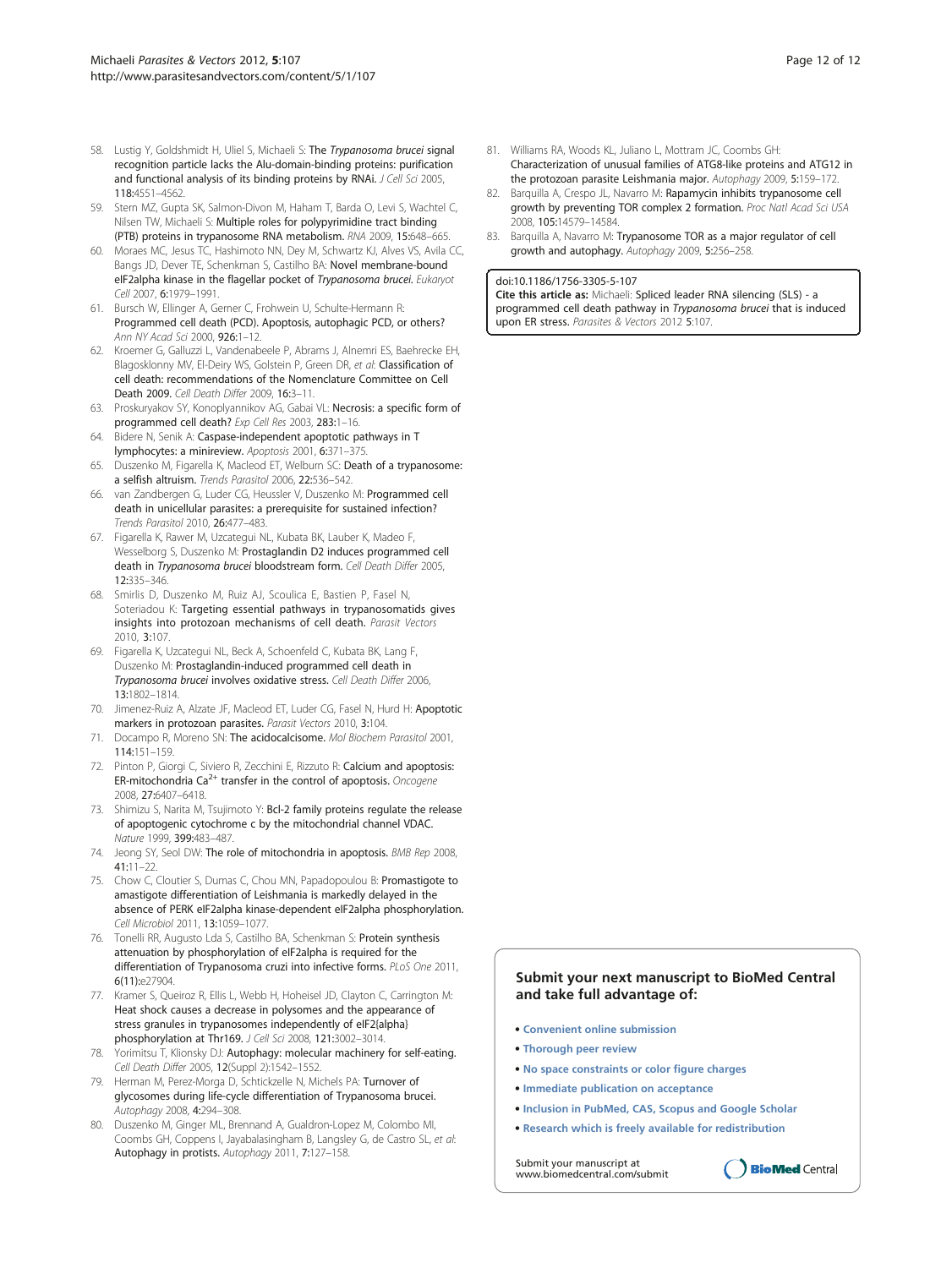58. Lustig Y, Goldshmidt H, Uliel S, Michaeli S: **The *Trypanosoma brucei* signal recognition particle lacks the Alu-domain-binding proteins: purification and functional analysis of its binding proteins by RNAi.** *J Cell Sci* 2005, **118:**4551–4562.
59. Stern MZ, Gupta SK, Salmon-Divon M, Haham T, Barda O, Levi S, Wachtel C, Nilsen TW, Michaeli S: **Multiple roles for polypyrimidine tract binding (PTB) proteins in trypanosome RNA metabolism.** *RNA* 2009, **15:**648–665.
60. Moraes MC, Jesus TC, Hashimoto NN, Dey M, Schwartz KJ, Alves VS, Avila CC, Bangs JD, Dever TE, Schenkman S, Castilho BA: **Novel membrane-bound eIF2alpha kinase in the flagellar pocket of *Trypanosoma brucei*.** *Eukaryot Cell* 2007, **6:**1979–1991.
61. Bursch W, Ellinger A, Gerner C, Frohwein U, Schulte-Hermann R: **Programmed cell death (PCD). Apoptosis, autophagic PCD, or others?** *Ann NY Acad Sci* 2000, **926:**1–12.
62. Kroemer G, Galluzzi L, Vandenabeele P, Abrams J, Alnemri ES, Baehrecke EH, Blagosklonny MV, El-Deiry WS, Golstein P, Green DR, *et al*: **Classification of cell death: recommendations of the Nomenclature Committee on Cell Death 2009.** *Cell Death Differ* 2009, **16:**3–11.
63. Proskuryakov SY, Konoplyannikov AG, Gabai VL: **Necrosis: a specific form of programmed cell death?** *Exp Cell Res* 2003, **283:**1–16.
64. Bidere N, Senik A: **Caspase-independent apoptotic pathways in T lymphocytes: a minireview.** *Apoptosis* 2001, **6:**371–375.
65. Duszenko M, Figarella K, Macleod ET, Welburn SC: **Death of a trypanosome: a selfish altruism.** *Trends Parasitol* 2006, **22:**536–542.
66. van Zandbergen G, Luder CG, Heussler V, Duszenko M: **Programmed cell death in unicellular parasites: a prerequisite for sustained infection?** *Trends Parasitol* 2010, **26:**477–483.
67. Figarella K, Rawer M, Uzcategui NL, Kubata BK, Lauber K, Madeo F, Wesselborg S, Duszenko M: **Prostaglandin D2 induces programmed cell death in *Trypanosoma brucei* bloodstream form.** *Cell Death Differ* 2005, **12:**335–346.
68. Smirlis D, Duszenko M, Ruiz AJ, Scoulica E, Bastien P, Fasel N, Soteriadou K: **Targeting essential pathways in trypanosomatids gives insights into protozoan mechanisms of cell death.** *Parasit Vectors* 2010, **3:**107.
69. Figarella K, Uzcategui NL, Beck A, Schoenfeld C, Kubata BK, Lang F, Duszenko M: **Prostaglandin-induced programmed cell death in *Trypanosoma brucei* involves oxidative stress.** *Cell Death Differ* 2006, **13:**1802–1814.
70. Jimenez-Ruiz A, Alzate JF, Macleod ET, Luder CG, Fasel N, Hurd H: **Apoptotic markers in protozoan parasites.** *Parasit Vectors* 2010, **3:**104.
71. Docampo R, Moreno SN: **The acidocalcisome.** *Mol Biochem Parasitol* 2001, **114:**151–159.
72. Pinton P, Giorgi C, Siviero R, Zecchini E, Rizzuto R: **Calcium and apoptosis: ER-mitochondria $Ca^{2+}$ transfer in the control of apoptosis.** *Oncogene* 2008, **27:**6407–6418.
73. Shimizu S, Narita M, Tsujimoto Y: **Bcl-2 family proteins regulate the release of apoptogenic cytochrome c by the mitochondrial channel VDAC.** *Nature* 1999, **399:**483–487.
74. Jeong SY, Seol DW: **The role of mitochondria in apoptosis.** *BMB Rep* 2008, **41:**11–22.
75. Chow C, Cloutier S, Dumas C, Chou MN, Papadopoulou B: **Promastigote to amastigote differentiation of Leishmania is markedly delayed in the absence of PERK eIF2alpha kinase-dependent eIF2alpha phosphorylation.** *Cell Microbiol* 2011, **13:**1059–1077.
76. Tonelli RR, Augusto Lda S, Castilho BA, Schenkman S: **Protein synthesis attenuation by phosphorylation of eIF2alpha is required for the differentiation of Trypanosoma cruzi into infective forms.** *PLoS One* 2011, **6(11):**e27904.
77. Kramer S, Queiroz R, Ellis L, Webb H, Hoheisel JD, Clayton C, Carrington M: **Heat shock causes a decrease in polysomes and the appearance of stress granules in trypanosomes independently of eIF2{alpha} phosphorylation at Thr169.** *J Cell Sci* 2008, **121:**3002–3014.
78. Yorimitsu T, Klionsky DJ: **Autophagy: molecular machinery for self-eating.** *Cell Death Differ* 2005, **12(Suppl 2):**1542–1552.
79. Herman M, Perez-Morga D, Schtickzelle N, Michels PA: **Turnover of glycosomes during life-cycle differentiation of Trypanosoma brucei.** *Autophagy* 2008, **4:**294–308.
80. Duszenko M, Ginger ML, Brennand A, Gualdron-Lopez M, Colombo MI, Coombs GH, Coppens I, Jayabalasingham B, Langsley G, de Castro SL, *et al*: **Autophagy in protists.** *Autophagy* 2011, **7:**127–158.
81. Williams RA, Woods KL, Juliano L, Mottram JC, Coombs GH: **Characterization of unusual families of ATG8-like proteins and ATG12 in the protozoan parasite Leishmania major.** *Autophagy* 2009, **5:**159–172.
82. Barquilla A, Crespo JL, Navarro M: **Rapamycin inhibits trypanosome cell growth by preventing TOR complex 2 formation.** *Proc Natl Acad Sci USA* 2008, **105:**14579–14584.
83. Barquilla A, Navarro M: **Trypanosome TOR as a major regulator of cell growth and autophagy.** *Autophagy* 2009, **5:**256–258.

doi:10.1186/1756-3305-5-107

**Cite this article as:** Michaeli: Spliced leader RNA silencing (SLS) - a programmed cell death pathway in *Trypanosoma brucei* that is induced upon ER stress. *Parasites & Vectors* 2012 **5**:107.

**Submit your next manuscript to BioMed Central and take full advantage of:**

- Convenient online submission
- Thorough peer review
- No space constraints or color figure charges
- Immediate publication on acceptance
- Inclusion in PubMed, CAS, Scopus and Google Scholar
- Research which is freely available for redistribution

Submit your manuscript at
www.biomedcentral.com/submit

BioMed Central